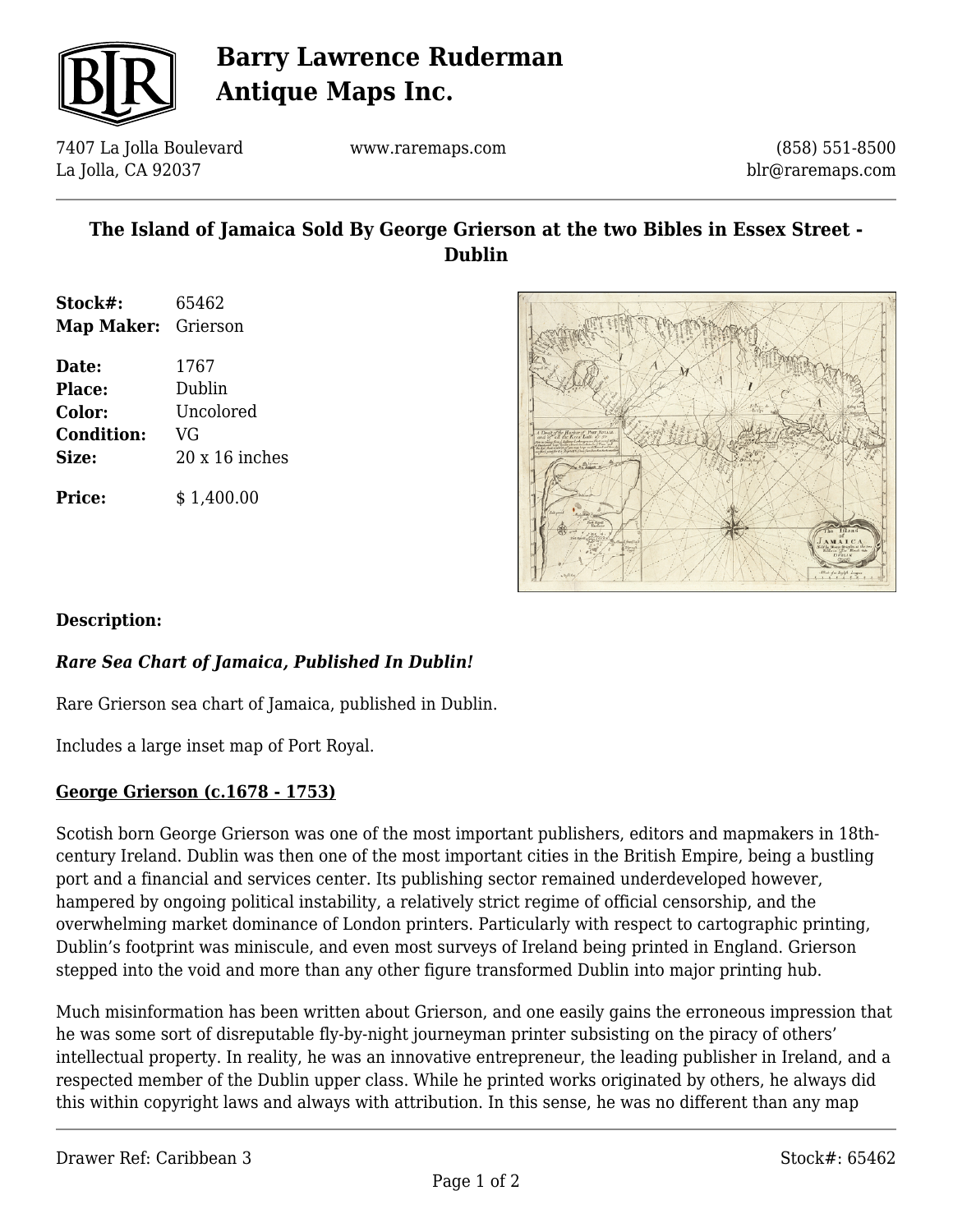# Barry Lawrence Ruderman Antique Maps Inc.

7407 La Jolla Boulevard
La Jolla, CA 92037

www.raremaps.com

(858) 551-8500
blr@raremaps.com

## The Island of Jamaica Sold By George Grierson at the two Bibles in Essex Street - Dublin

**Stock#:** 65462
**Map Maker:** Grierson

**Date:** 1767
**Place:** Dublin
**Color:** Uncolored
**Condition:** VG
**Size:** 20 x 16 inches

**Price:** $ 1,400.00

### Description:

***Rare Sea Chart of Jamaica, Published In Dublin!***

Rare Grierson sea chart of Jamaica, published in Dublin.

Includes a large inset map of Port Royal.

**George Grierson (c.1678 - 1753)**

Scotish born George Grierson was one of the most important publishers, editors and mapmakers in 18th-century Ireland. Dublin was then one of the most important cities in the British Empire, being a bustling port and a financial and services center. Its publishing sector remained underdeveloped however, hampered by ongoing political instability, a relatively strict regime of official censorship, and the overwhelming market dominance of London printers. Particularly with respect to cartographic printing, Dublin's footprint was miniscule, and even most surveys of Ireland being printed in England. Grierson stepped into the void and more than any other figure transformed Dublin into major printing hub.

Much misinformation has been written about Grierson, and one easily gains the erroneous impression that he was some sort of disreputable fly-by-night journeyman printer subsisting on the piracy of others' intellectual property. In reality, he was an innovative entrepreneur, the leading publisher in Ireland, and a respected member of the Dublin upper class. While he printed works originated by others, he always did this within copyright laws and always with attribution. In this sense, he was no different than any map

Drawer Ref: Caribbean 3

Stock#: 65462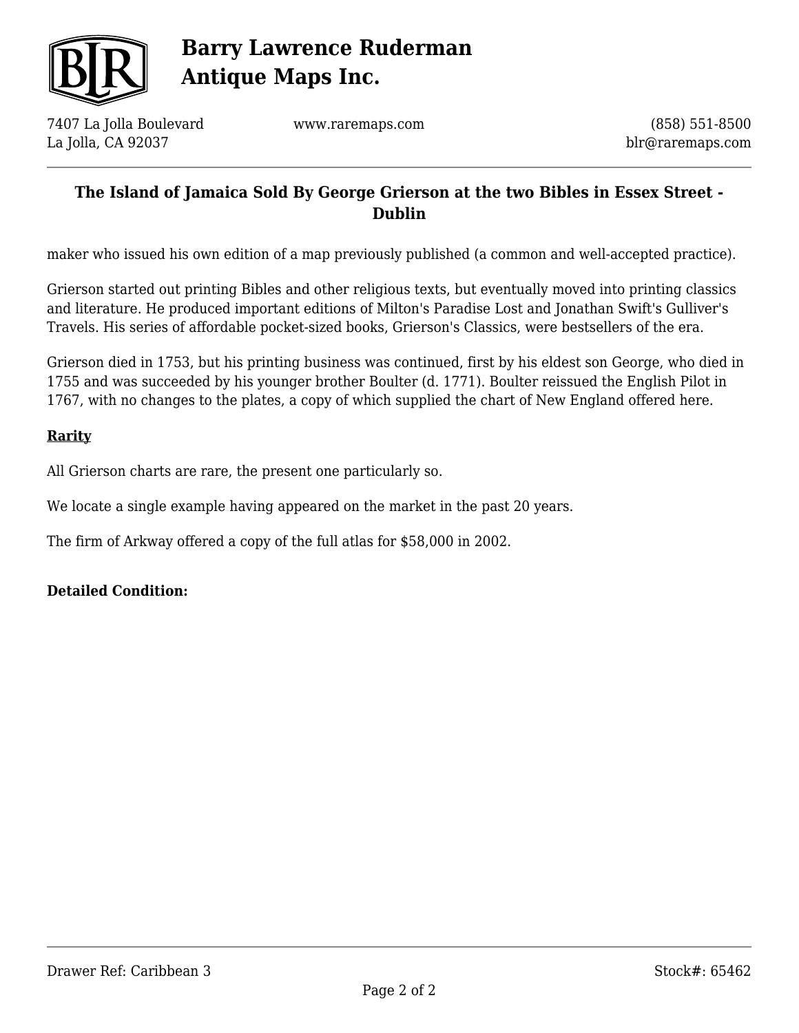maker who issued his own edition of a map previously published (a common and well-accepted practice).

Grierson started out printing Bibles and other religious texts, but eventually moved into printing classics and literature. He produced important editions of Milton's Paradise Lost and Jonathan Swift's Gulliver's Travels. His series of affordable pocket-sized books, Grierson's Classics, were bestsellers of the era.

Grierson died in 1753, but his printing business was continued, first by his eldest son George, who died in 1755 and was succeeded by his younger brother Boulter (d. 1771). Boulter reissued the English Pilot in 1767, with no changes to the plates, a copy of which supplied the chart of New England offered here.

**Rarity**

All Grierson charts are rare, the present one particularly so.

We locate a single example having appeared on the market in the past 20 years.

The firm of Arkway offered a copy of the full atlas for $58,000 in 2002.

**Detailed Condition:**

Drawer Ref: Caribbean 3

Stock#: 65462